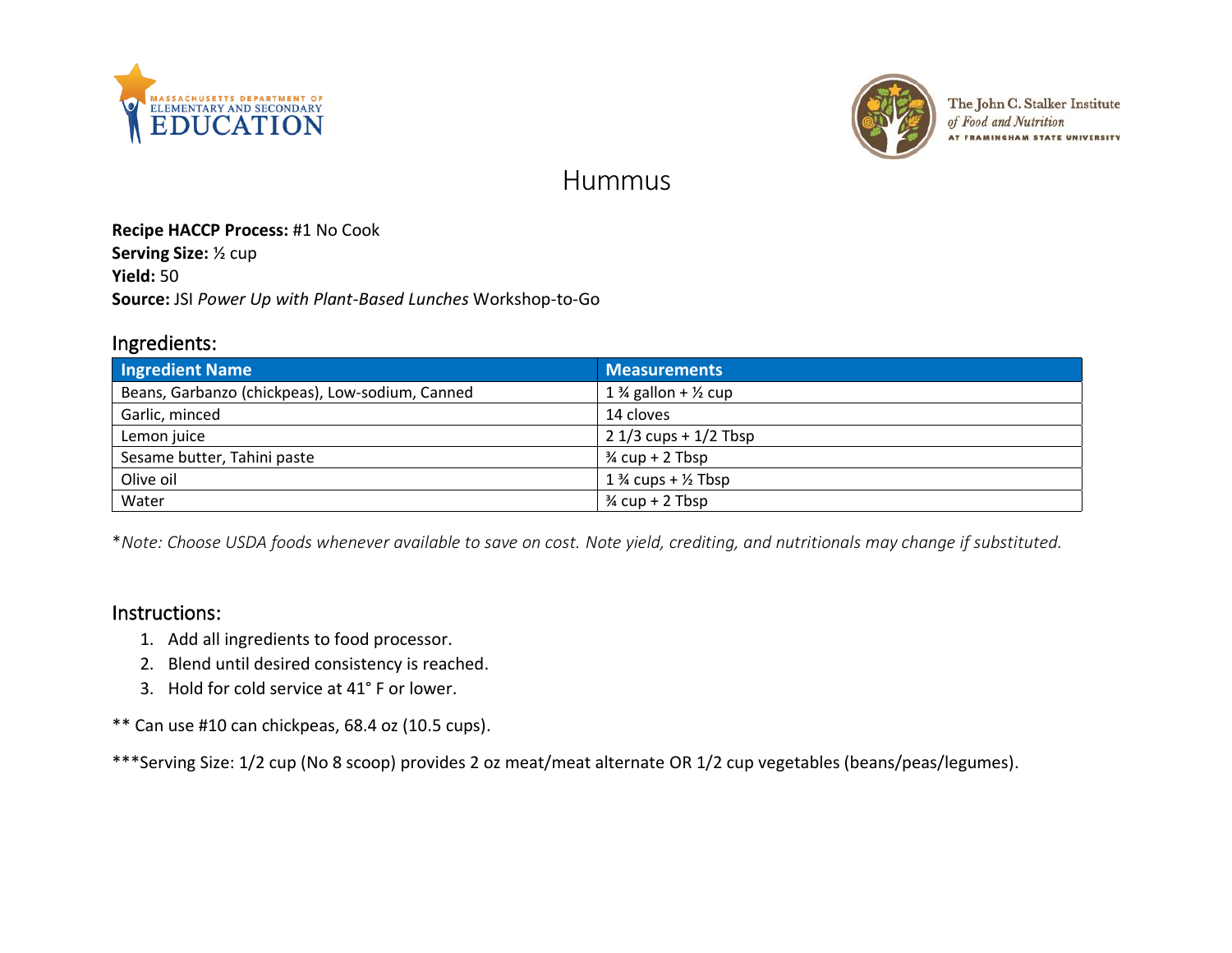# Hummus

**Recipe HACCP Process:** #1 No Cook
**Serving Size:** ½ cup
**Yield:** 50
**Source:** JSI *Power Up with Plant-Based Lunches* Workshop-to-Go

## Ingredients:

| Ingredient Name | Measurements |
| --- | --- |
| Beans, Garbanzo (chickpeas), Low-sodium, Canned | 1 ¾ gallon + ½ cup |
| Garlic, minced | 14 cloves |
| Lemon juice | 2 1/3 cups + 1/2 Tbsp |
| Sesame butter, Tahini paste | ¾ cup + 2 Tbsp |
| Olive oil | 1 ¾ cups + ½ Tbsp |
| Water | ¾ cup + 2 Tbsp |

**Note: Choose USDA foods whenever available to save on cost. Note yield, crediting, and nutritionals may change if substituted.*

## Instructions:

1. Add all ingredients to food processor.
2. Blend until desired consistency is reached.
3. Hold for cold service at 41° F or lower.

** Can use #10 can chickpeas, 68.4 oz (10.5 cups).

***Serving Size: 1/2 cup (No 8 scoop) provides 2 oz meat/meat alternate OR 1/2 cup vegetables (beans/peas/legumes).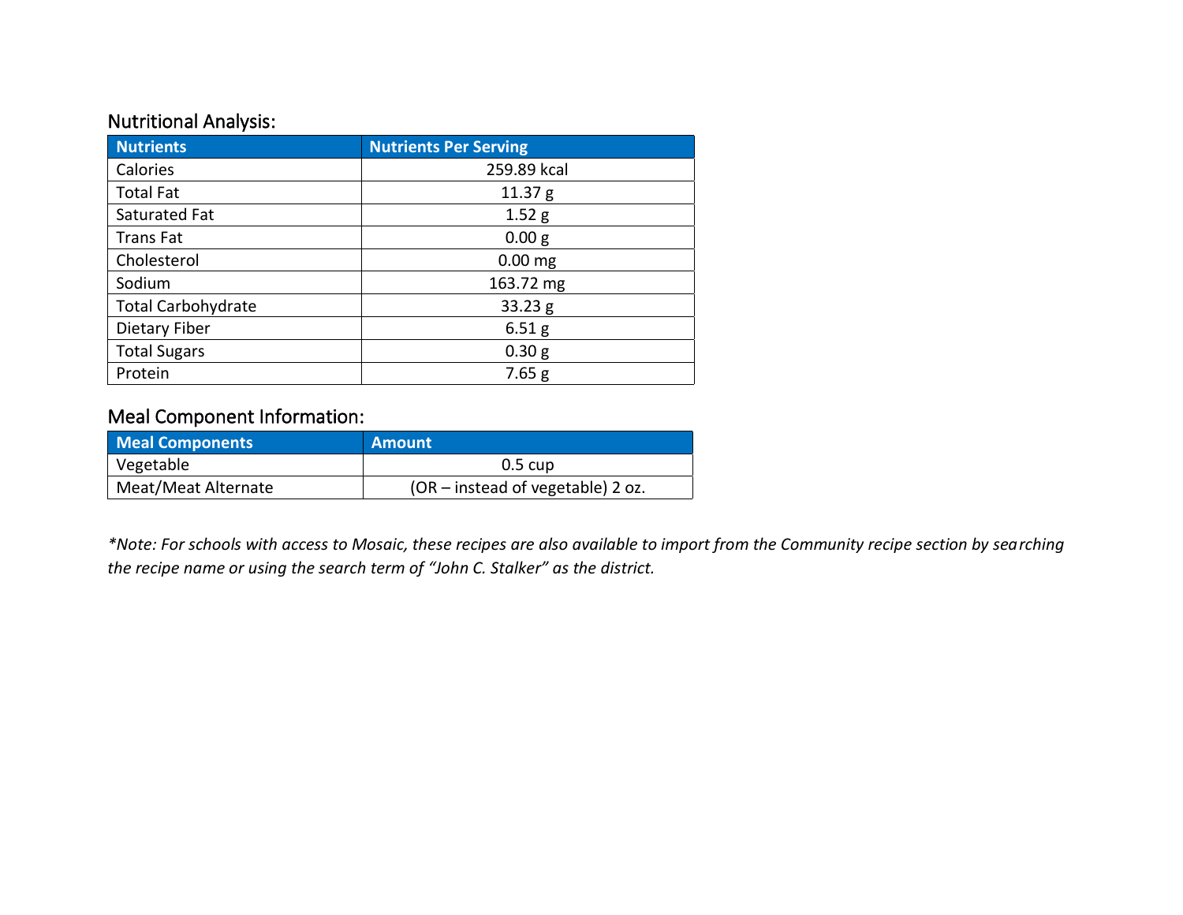Nutritional Analysis:

| Nutrients | Nutrients Per Serving |
|---|---|
| Calories | 259.89 kcal |
| Total Fat | 11.37 g |
| Saturated Fat | 1.52 g |
| Trans Fat | 0.00 g |
| Cholesterol | 0.00 mg |
| Sodium | 163.72 mg |
| Total Carbohydrate | 33.23 g |
| Dietary Fiber | 6.51 g |
| Total Sugars | 0.30 g |
| Protein | 7.65 g |

Meal Component Information:

| Meal Components | Amount |
|---|---|
| Vegetable | 0.5 cup |
| Meat/Meat Alternate | (OR – instead of vegetable) 2 oz. |

*\*Note: For schools with access to Mosaic, these recipes are also available to import from the Community recipe section by searching the recipe name or using the search term of "John C. Stalker" as the district.*